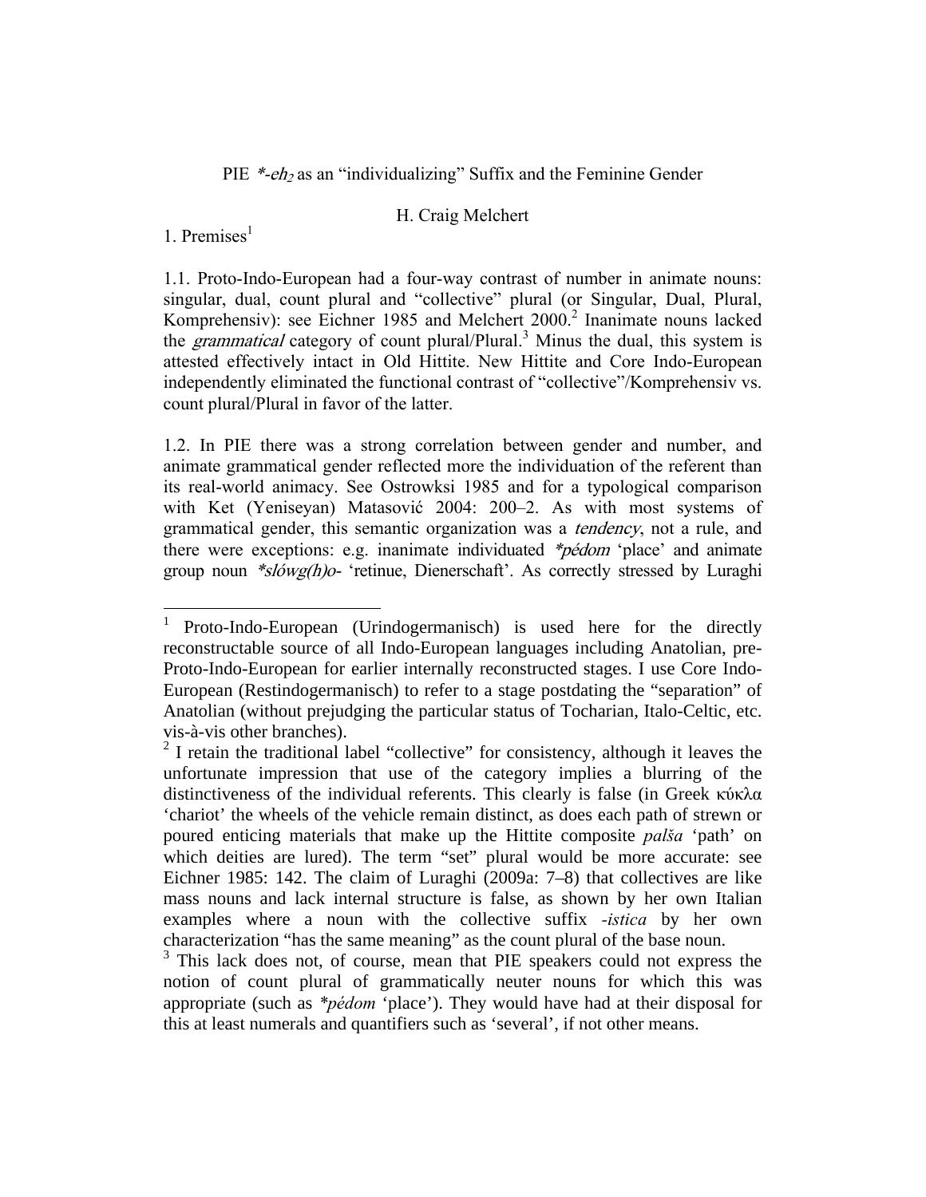# PIE *\*-eh₂* as an "individualizing" Suffix and the Feminine Gender

H. Craig Melchert

## 1. Premises[1]

1.1. Proto-Indo-European had a four-way contrast of number in animate nouns: singular, dual, count plural and "collective" plural (or Singular, Dual, Plural, Komprehensiv): see Eichner 1985 and Melchert 2000.[2] Inanimate nouns lacked the *grammatical* category of count plural/Plural.[3] Minus the dual, this system is attested effectively intact in Old Hittite. New Hittite and Core Indo-European independently eliminated the functional contrast of "collective"/Komprehensiv vs. count plural/Plural in favor of the latter.

1.2. In PIE there was a strong correlation between gender and number, and animate grammatical gender reflected more the individuation of the referent than its real-world animacy. See Ostrowksi 1985 and for a typological comparison with Ket (Yeniseyan) Matasović 2004: 200–2. As with most systems of grammatical gender, this semantic organization was a *tendency*, not a rule, and there were exceptions: e.g. inanimate individuated *\*pédom* 'place' and animate group noun *\*slówg(h)o-* 'retinue, Dienerschaft'. As correctly stressed by Luraghi

---

[1] Proto-Indo-European (Urindogermanisch) is used here for the directly reconstructable source of all Indo-European languages including Anatolian, pre-Proto-Indo-European for earlier internally reconstructed stages. I use Core Indo-European (Restindogermanisch) to refer to a stage postdating the "separation" of Anatolian (without prejudging the particular status of Tocharian, Italo-Celtic, etc. vis-à-vis other branches).

[2] I retain the traditional label "collective" for consistency, although it leaves the unfortunate impression that use of the category implies a blurring of the distinctiveness of the individual referents. This clearly is false (in Greek κύκλα 'chariot' the wheels of the vehicle remain distinct, as does each path of strewn or poured enticing materials that make up the Hittite composite *palša* 'path' on which deities are lured). The term "set" plural would be more accurate: see Eichner 1985: 142. The claim of Luraghi (2009a: 7–8) that collectives are like mass nouns and lack internal structure is false, as shown by her own Italian examples where a noun with the collective suffix *-istica* by her own characterization "has the same meaning" as the count plural of the base noun.

[3] This lack does not, of course, mean that PIE speakers could not express the notion of count plural of grammatically neuter nouns for which this was appropriate (such as *\*pédom* 'place'). They would have had at their disposal for this at least numerals and quantifiers such as 'several', if not other means.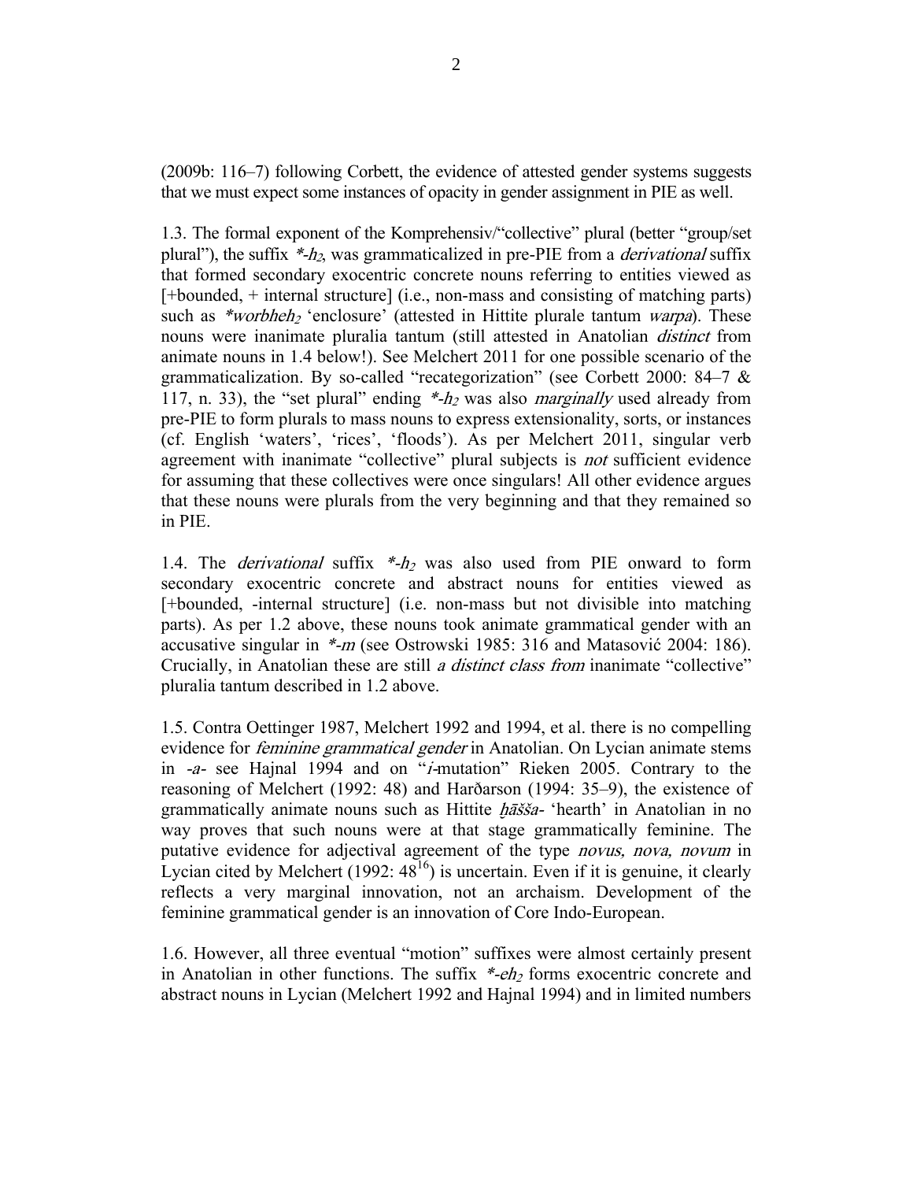(2009b: 116–7) following Corbett, the evidence of attested gender systems suggests that we must expect some instances of opacity in gender assignment in PIE as well.

1.3. The formal exponent of the Komprehensiv/"collective" plural (better "group/set plural"), the suffix *$*$-$h_2$*, was grammaticalized in pre-PIE from a *derivational* suffix that formed secondary exocentric concrete nouns referring to entities viewed as [+bounded, + internal structure] (i.e., non-mass and consisting of matching parts) such as *$*worbheh_2$* 'enclosure' (attested in Hittite plurale tantum *warpa*). These nouns were inanimate pluralia tantum (still attested in Anatolian *distinct* from animate nouns in 1.4 below!). See Melchert 2011 for one possible scenario of the grammaticalization. By so-called "recategorization" (see Corbett 2000: 84–7 & 117, n. 33), the "set plural" ending *$*$-$h_2$* was also *marginally* used already from pre-PIE to form plurals to mass nouns to express extensionality, sorts, or instances (cf. English 'waters', 'rices', 'floods'). As per Melchert 2011, singular verb agreement with inanimate "collective" plural subjects is *not* sufficient evidence for assuming that these collectives were once singulars! All other evidence argues that these nouns were plurals from the very beginning and that they remained so in PIE.

1.4. The *derivational* suffix *$*$-$h_2$* was also used from PIE onward to form secondary exocentric concrete and abstract nouns for entities viewed as [+bounded, -internal structure] (i.e. non-mass but not divisible into matching parts). As per 1.2 above, these nouns took animate grammatical gender with an accusative singular in *\*-m* (see Ostrowski 1985: 316 and Matasović 2004: 186). Crucially, in Anatolian these are still *a distinct class from* inanimate "collective" pluralia tantum described in 1.2 above.

1.5. Contra Oettinger 1987, Melchert 1992 and 1994, et al. there is no compelling evidence for *feminine grammatical gender* in Anatolian. On Lycian animate stems in *-a-* see Hajnal 1994 and on "*i*-mutation" Rieken 2005. Contrary to the reasoning of Melchert (1992: 48) and Harðarson (1994: 35–9), the existence of grammatically animate nouns such as Hittite *ḫāšša-* 'hearth' in Anatolian in no way proves that such nouns were at that stage grammatically feminine. The putative evidence for adjectival agreement of the type *novus, nova, novum* in Lycian cited by Melchert (1992: 48[16]) is uncertain. Even if it is genuine, it clearly reflects a very marginal innovation, not an archaism. Development of the feminine grammatical gender is an innovation of Core Indo-European.

1.6. However, all three eventual "motion" suffixes were almost certainly present in Anatolian in other functions. The suffix *$*$-$eh_2$* forms exocentric concrete and abstract nouns in Lycian (Melchert 1992 and Hajnal 1994) and in limited numbers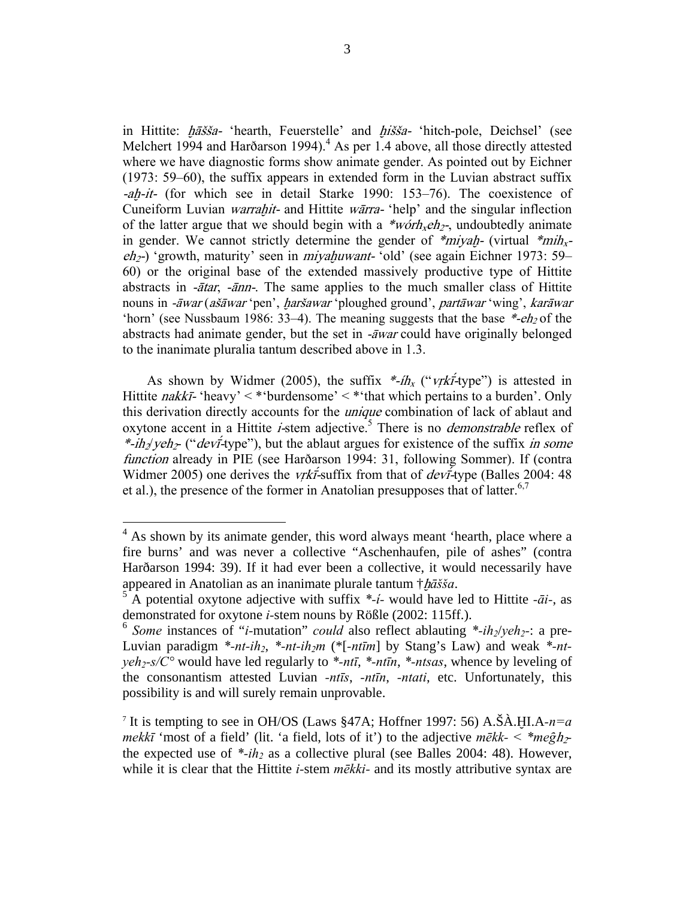in Hittite: *ḫāšša-* 'hearth, Feuerstelle' and *ḫišša-* 'hitch-pole, Deichsel' (see Melchert 1994 and Harðarson 1994).[4] As per 1.4 above, all those directly attested where we have diagnostic forms show animate gender. As pointed out by Eichner (1973: 59–60), the suffix appears in extended form in the Luvian abstract suffix *-aḫ-it-* (for which see in detail Starke 1990: 153–76). The coexistence of Cuneiform Luvian *warraḫit-* and Hittite *wārra-* 'help' and the singular inflection of the latter argue that we should begin with a *\*wórh$_x$eh$_2$-*, undoubtedly animate in gender. We cannot strictly determine the gender of *\*miyaḫ-* (virtual *\*mih$_x$-eh$_2$-*) 'growth, maturity' seen in *miyaḫuwant-* 'old' (see again Eichner 1973: 59–60) or the original base of the extended massively productive type of Hittite abstracts in *-ātar*, *-ānn-*. The same applies to the much smaller class of Hittite nouns in *-āwar* (*ašāwar* 'pen', *ḫaršawar* 'ploughed ground', *partāwar* 'wing', *karāwar* 'horn' (see Nussbaum 1986: 33–4). The meaning suggests that the base *\*-eh$_2$* of the abstracts had animate gender, but the set in *-āwar* could have originally belonged to the inanimate pluralia tantum described above in 1.3.

As shown by Widmer (2005), the suffix *\*-íh$_x$* ("*vṛkī́*-type") is attested in Hittite *nakkī-* 'heavy' < \*'burdensome' < \*'that which pertains to a burden'. Only this derivation directly accounts for the *unique* combination of lack of ablaut and oxytone accent in a Hittite *i*-stem adjective.[5] There is no *demonstrable* reflex of *\*-ih$_2$/yeh$_2$-* ("*devī́*-type"), but the ablaut argues for existence of the suffix *in some function* already in PIE (see Harðarson 1994: 31, following Sommer). If (contra Widmer 2005) one derives the *vṛkī́*-suffix from that of *devī́*-type (Balles 2004: 48 et al.), the presence of the former in Anatolian presupposes that of latter.[6,7]

---

[4] As shown by its animate gender, this word always meant 'hearth, place where a fire burns' and was never a collective "Aschenhaufen, pile of ashes" (contra Harðarson 1994: 39). If it had ever been a collective, it would necessarily have appeared in Anatolian as an inanimate plurale tantum †*ḫāšša*.

[5] A potential oxytone adjective with suffix *\*-í-* would have led to Hittite *-āi-*, as demonstrated for oxytone *i*-stem nouns by Rößle (2002: 115ff.).

[6] *Some* instances of "*i*-mutation" *could* also reflect ablauting *\*-ih$_2$/yeh$_2$-*: a pre-Luvian paradigm *\*-nt-ih$_2$*, *\*-nt-ih$_2$m* (\*[*-ntīm*] by Stang's Law) and weak *\*-nt-yeh$_2$-s/C°* would have led regularly to *\*-ntī*, *\*-ntīn*, *\*-ntsas*, whence by leveling of the consonantism attested Luvian *-ntīs*, *-ntīn*, *-ntati*, etc. Unfortunately, this possibility is and will surely remain unprovable.

[7] It is tempting to see in OH/OS (Laws §47A; Hoffner 1997: 56) A.ŠÀ.ḪI.A-*n=a mekkī* 'most of a field' (lit. 'a field, lots of it') to the adjective *mēkk-* < *\*meĝh$_2$-* the expected use of *\*-ih$_2$* as a collective plural (see Balles 2004: 48). However, while it is clear that the Hittite *i*-stem *mēkki-* and its mostly attributive syntax are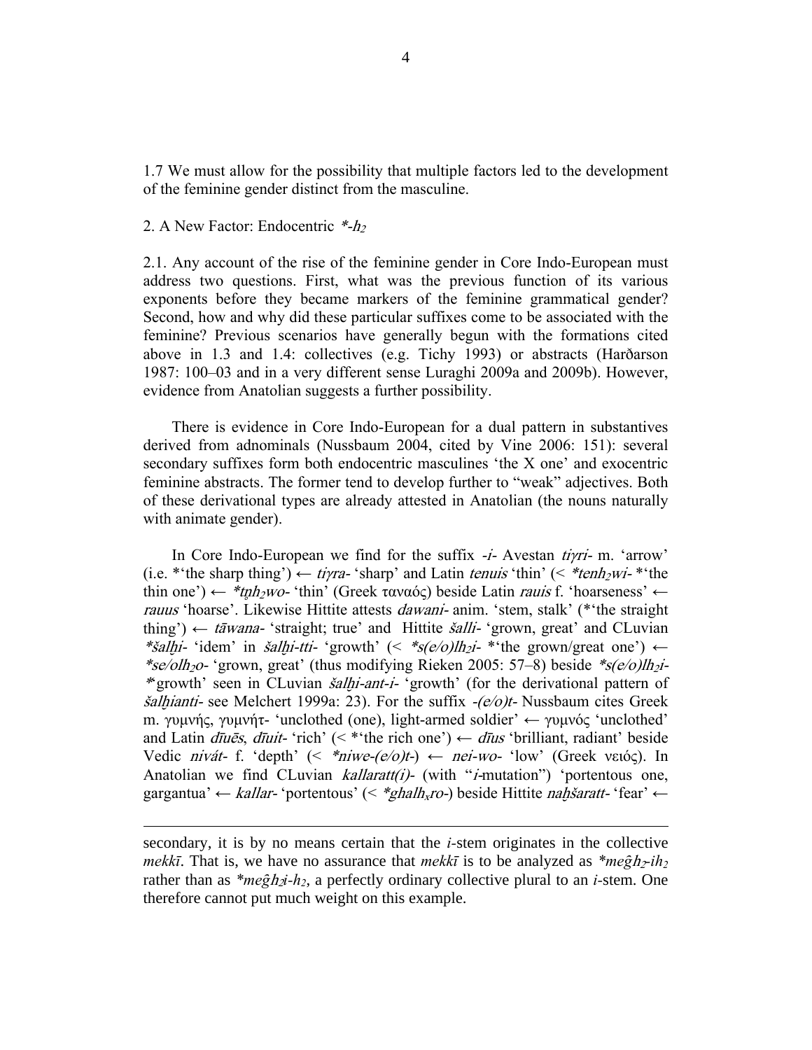1.7 We must allow for the possibility that multiple factors led to the development of the feminine gender distinct from the masculine.

## 2. A New Factor: Endocentric *\*-$h_2$*

2.1. Any account of the rise of the feminine gender in Core Indo-European must address two questions. First, what was the previous function of its various exponents before they became markers of the feminine grammatical gender? Second, how and why did these particular suffixes come to be associated with the feminine? Previous scenarios have generally begun with the formations cited above in 1.3 and 1.4: collectives (e.g. Tichy 1993) or abstracts (Harðarson 1987: 100–03 and in a very different sense Luraghi 2009a and 2009b). However, evidence from Anatolian suggests a further possibility.

There is evidence in Core Indo-European for a dual pattern in substantives derived from adnominals (Nussbaum 2004, cited by Vine 2006: 151): several secondary suffixes form both endocentric masculines 'the X one' and exocentric feminine abstracts. The former tend to develop further to "weak" adjectives. Both of these derivational types are already attested in Anatolian (the nouns naturally with animate gender).

In Core Indo-European we find for the suffix *-i-* Avestan *tiγri-* m. 'arrow' (i.e. \*'the sharp thing') ← *tiγra-* 'sharp' and Latin *tenuis* 'thin' (< *\*tenh₂wi-* \*'the thin one') ← *\*tn̥h₂wo-* 'thin' (Greek ταναός) beside Latin *rauis* f. 'hoarseness' ← *rauus* 'hoarse'. Likewise Hittite attests *dawani-* anim. 'stem, stalk' (\*'the straight thing') ← *tāwana-* 'straight; true' and Hittite *šalli-* 'grown, great' and CLuvian *\*šalḫi-* 'idem' in *šalḫi-tti-* 'growth' (< *\*s(e/o)lh₂i-* \*'the grown/great one') ← *\*se/olh₂o-* 'grown, great' (thus modifying Rieken 2005: 57–8) beside *\*s(e/o)lh₂i-* \*'growth' seen in CLuvian *šalḫi-ant-i-* 'growth' (for the derivational pattern of *šalḫianti-* see Melchert 1999a: 23). For the suffix *-(e/o)t-* Nussbaum cites Greek m. γυμνής, γυμνήτ- 'unclothed (one), light-armed soldier' ← γυμνός 'unclothed' and Latin *dīuēs*, *dīuit-* 'rich' (< \*'the rich one') ← *dīus* 'brilliant, radiant' beside Vedic *nivát-* f. 'depth' (< *\*niwe-(e/o)t-*) ← *nei-wo-* 'low' (Greek νειός). In Anatolian we find CLuvian *kallaratt(i)-* (with "*i*-mutation") 'portentous one, gargantua' ← *kallar-* 'portentous' (< *\*ghalhₓro-*) beside Hittite *naḫšaratt-* 'fear' ←

---

secondary, it is by no means certain that the *i*-stem originates in the collective *mekkī*. That is, we have no assurance that *mekkī* is to be analyzed as *\*meĝh₂-ih₂* rather than as *\*meĝh₂i-h₂*, a perfectly ordinary collective plural to an *i*-stem. One therefore cannot put much weight on this example.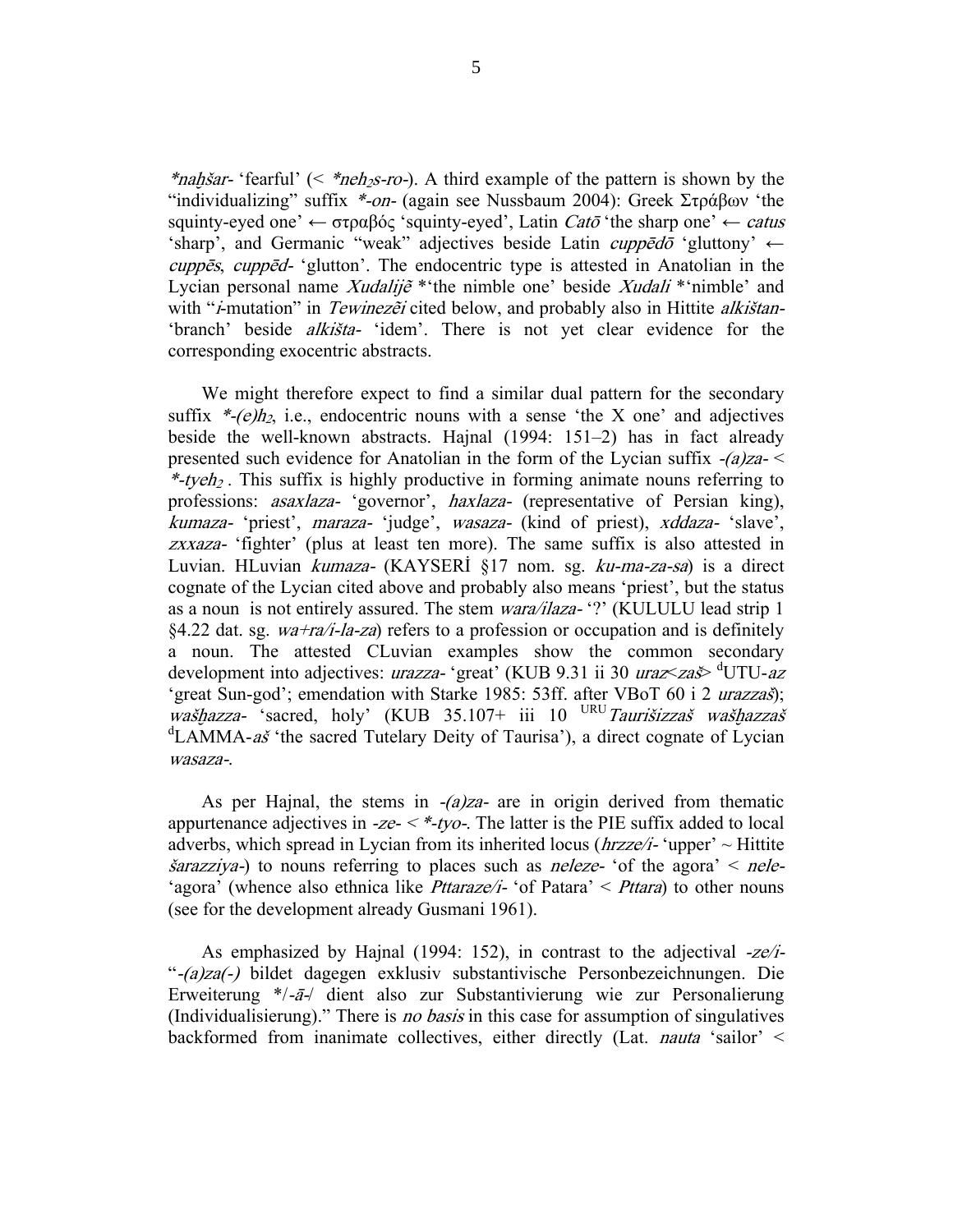*\*nah̬šar-* 'fearful' (< *\*neh$_2$s-ro-*). A third example of the pattern is shown by the "individualizing" suffix *\*-on-* (again see Nussbaum 2004): Greek Στράβων 'the squinty-eyed one' ← στραβός 'squinty-eyed', Latin *Catō* 'the sharp one' ← *catus* 'sharp', and Germanic "weak" adjectives beside Latin *cuppēdō* 'gluttony' ← *cuppēs*, *cuppēd-* 'glutton'. The endocentric type is attested in Anatolian in the Lycian personal name *Xudalijẽ* \*'the nimble one' beside *Xudali* \*'nimble' and with "*i*-mutation" in *Tewinezẽi* cited below, and probably also in Hittite *alkištan-* 'branch' beside *alkišta-* 'idem'. There is not yet clear evidence for the corresponding exocentric abstracts.

We might therefore expect to find a similar dual pattern for the secondary suffix *\*-(e)h$_2$*, i.e., endocentric nouns with a sense 'the X one' and adjectives beside the well-known abstracts. Hajnal (1994: 151–2) has in fact already presented such evidence for Anatolian in the form of the Lycian suffix *-(a)za-* < *\*-tyeh$_2$*. This suffix is highly productive in forming animate nouns referring to professions: *asaxlaza-* 'governor', *haxlaza-* (representative of Persian king), *kumaza-* 'priest', *maraza-* 'judge', *wasaza-* (kind of priest), *xddaza-* 'slave', *zxxaza-* 'fighter' (plus at least ten more). The same suffix is also attested in Luvian. HLuvian *kumaza-* (KAYSERİ §17 nom. sg. *ku-ma-za-sa*) is a direct cognate of the Lycian cited above and probably also means 'priest', but the status as a noun is not entirely assured. The stem *wara/ilaza-* '?' (KULULU lead strip 1 §4.22 dat. sg. *wa+ra/i-la-za*) refers to a profession or occupation and is definitely a noun. The attested CLuvian examples show the common secondary development into adjectives: *urazza-* 'great' (KUB 9.31 ii 30 *uraz<zaš>* ᵈUTU-*az* 'great Sun-god'; emendation with Starke 1985: 53ff. after VBoT 60 i 2 *urazzaš*); *wašh̬azza-* 'sacred, holy' (KUB 35.107+ iii 10 ᵁᴿᵁ*Taurišizzaš wašh̬azzaš* ᵈLAMMA-*aš* 'the sacred Tutelary Deity of Taurisa'), a direct cognate of Lycian *wasaza-*.

As per Hajnal, the stems in *-(a)za-* are in origin derived from thematic appurtenance adjectives in *-ze-* < *\*-tyo-*. The latter is the PIE suffix added to local adverbs, which spread in Lycian from its inherited locus (*hrzze/i-* 'upper' ~ Hittite *šarazziya-*) to nouns referring to places such as *neleze-* 'of the agora' < *nele-* 'agora' (whence also ethnica like *Pttaraze/i-* 'of Patara' < *Pttara*) to other nouns (see for the development already Gusmani 1961).

As emphasized by Hajnal (1994: 152), in contrast to the adjectival *-ze/i-* "*-(a)za(-)* bildet dagegen exklusiv substantivische Personbezeichnungen. Die Erweiterung \*/-*ā*-/ dient also zur Substantivierung wie zur Personalierung (Individualisierung)." There is *no basis* in this case for assumption of singulatives backformed from inanimate collectives, either directly (Lat. *nauta* 'sailor' <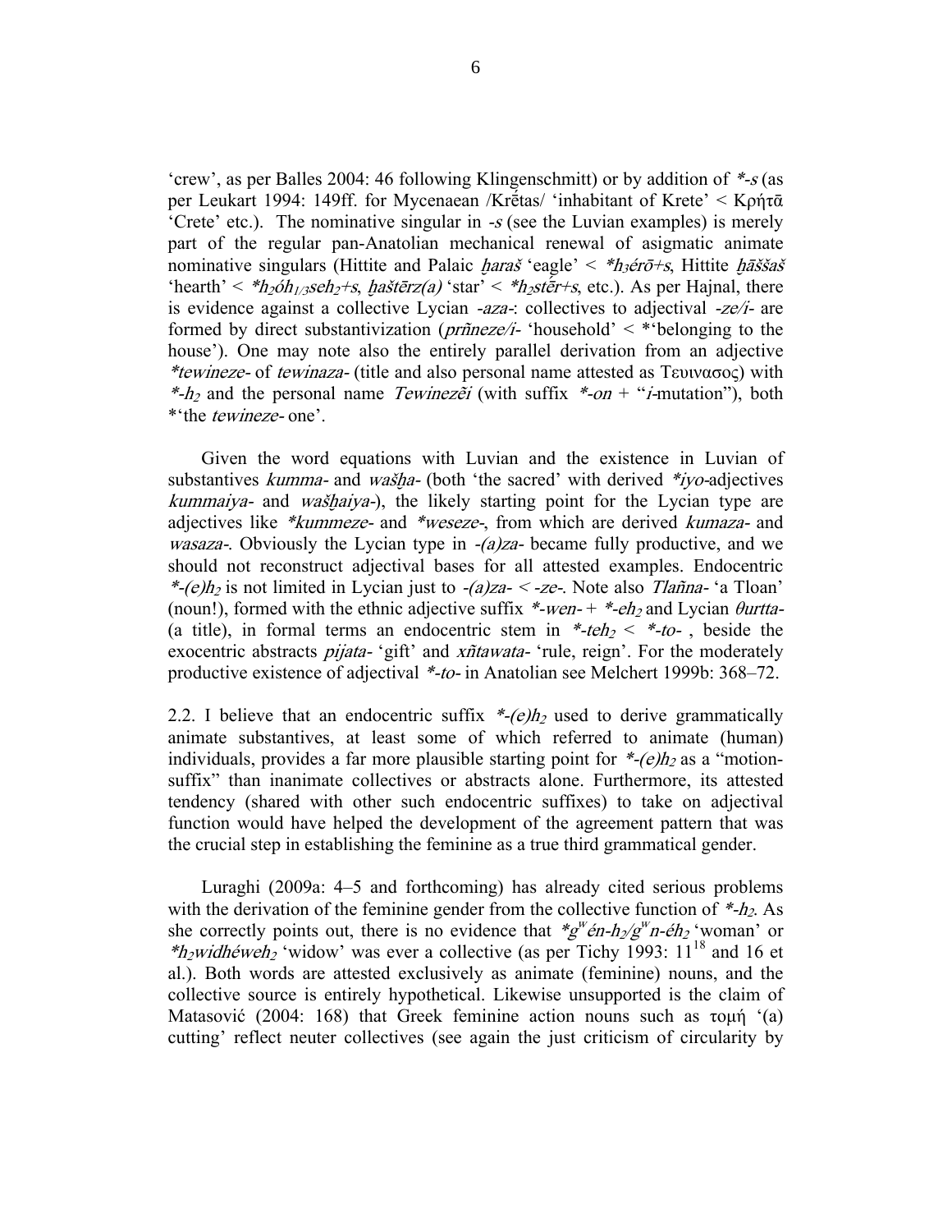'crew', as per Balles 2004: 46 following Klingenschmitt) or by addition of *\*-s* (as per Leukart 1994: 149ff. for Mycenaean /Krḗtas/ 'inhabitant of Krete' < Κρήτᾱ 'Crete' etc.). The nominative singular in *-s* (see the Luvian examples) is merely part of the regular pan-Anatolian mechanical renewal of asigmatic animate nominative singulars (Hittite and Palaic *ḫaraš* 'eagle' < *\*$h_3$érō+s*, Hittite *ḫāššaš* 'hearth' < *\*$h_2$ó$h_{1/3}$se$h_2$+s*, *ḫaštērz(a)* 'star' < *\*$h_2$stēr+s*, etc.). As per Hajnal, there is evidence against a collective Lycian *-aza-*: collectives to adjectival *-ze/i-* are formed by direct substantivization (*prñneze/i-* 'household' < \*'belonging to the house'). One may note also the entirely parallel derivation from an adjective *\*tewineze-* of *tewinaza-* (title and also personal name attested as Τευιναοος) with *\*-$h_2$* and the personal name *Tewinezẽi* (with suffix *\*-on* + "*i*-mutation"), both \*'the *tewineze-* one'.

Given the word equations with Luvian and the existence in Luvian of substantives *kumma-* and *wašḫa-* (both 'the sacred' with derived *\*iyo*-adjectives *kummaiya-* and *wašḫaiya-*), the likely starting point for the Lycian type are adjectives like *\*kummeze-* and *\*weseze-*, from which are derived *kumaza-* and *wasaza-*. Obviously the Lycian type in *-(a)za-* became fully productive, and we should not reconstruct adjectival bases for all attested examples. Endocentric *\*-(e)$h_2$* is not limited in Lycian just to *-(a)za-* < *-ze-*. Note also *Tlañna-* 'a Tloan' (noun!), formed with the ethnic adjective suffix *\*-wen-* + *\*-e$h_2$* and Lycian *θurtta-* (a title), in formal terms an endocentric stem in *\*-te$h_2$* < *\*-to-* , beside the exocentric abstracts *pijata-* 'gift' and *xñtawata-* 'rule, reign'. For the moderately productive existence of adjectival *\*-to-* in Anatolian see Melchert 1999b: 368–72.

2.2. I believe that an endocentric suffix *\*-(e)$h_2$* used to derive grammatically animate substantives, at least some of which referred to animate (human) individuals, provides a far more plausible starting point for *\*-(e)$h_2$* as a "motion-suffix" than inanimate collectives or abstracts alone. Furthermore, its attested tendency (shared with other such endocentric suffixes) to take on adjectival function would have helped the development of the agreement pattern that was the crucial step in establishing the feminine as a true third grammatical gender.

Luraghi (2009a: 4–5 and forthcoming) has already cited serious problems with the derivation of the feminine gender from the collective function of *\*-$h_2$*. As she correctly points out, there is no evidence that *\*$g^w$én-$h_2$/$g^w$n-é$h_2$* 'woman' or *\*$h_2$widhéwe$h_2$* 'widow' was ever a collective (as per Tichy 1993: 11[18] and 16 et al.). Both words are attested exclusively as animate (feminine) nouns, and the collective source is entirely hypothetical. Likewise unsupported is the claim of Matasović (2004: 168) that Greek feminine action nouns such as τομή '(a) cutting' reflect neuter collectives (see again the just criticism of circularity by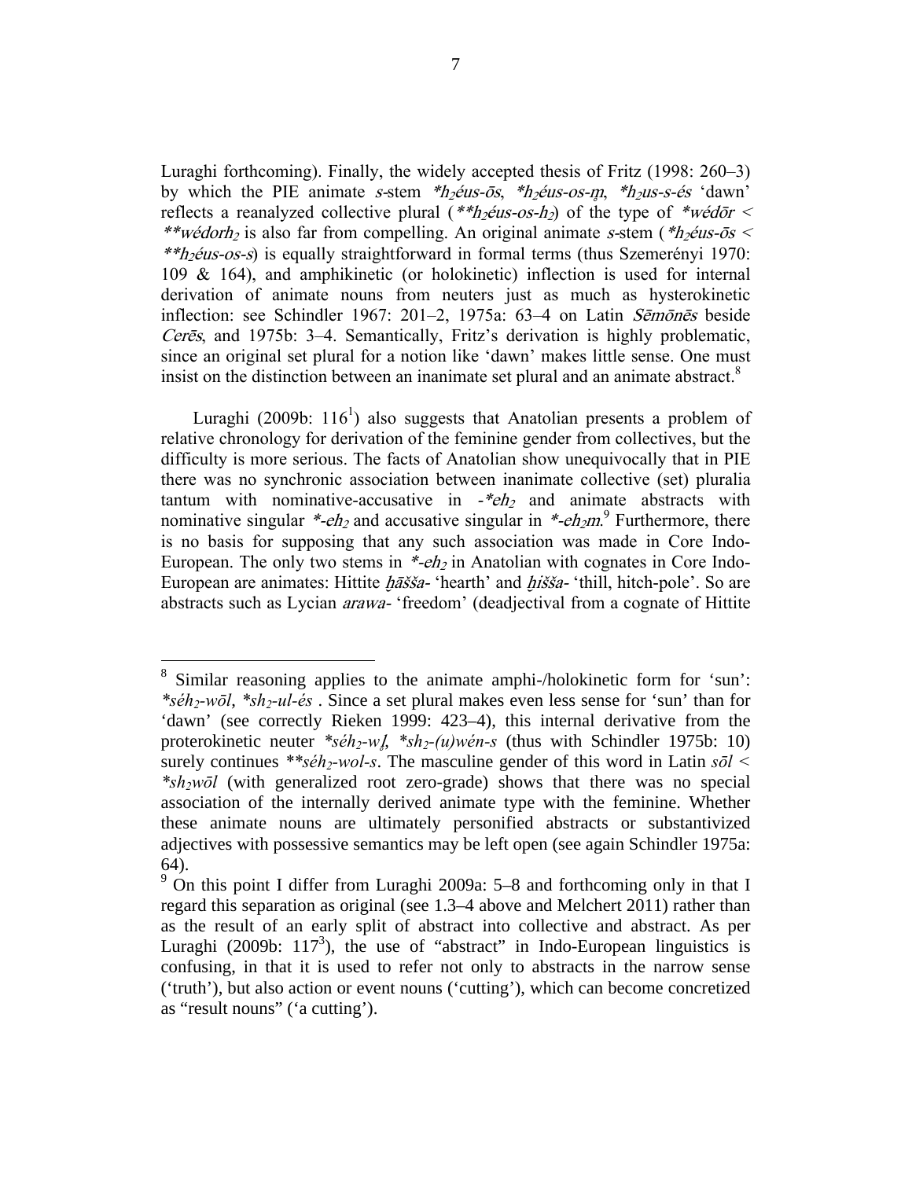Luraghi forthcoming). Finally, the widely accepted thesis of Fritz (1998: 260–3) by which the PIE animate *s*-stem *\*h₂éus-ōs*, *\*h₂éus-os-m̥*, *\*h₂us-s-és* 'dawn' reflects a reanalyzed collective plural (*\*\*h₂éus-os-h₂*) of the type of *\*wédōr* < *\*\*wédorh₂* is also far from compelling. An original animate *s*-stem (*\*h₂éus-ōs* < *\*\*h₂éus-os-s*) is equally straightforward in formal terms (thus Szemerényi 1970: 109 & 164), and amphikinetic (or holokinetic) inflection is used for internal derivation of animate nouns from neuters just as much as hysterokinetic inflection: see Schindler 1967: 201–2, 1975a: 63–4 on Latin *Sēmōnēs* beside *Cerēs*, and 1975b: 3–4. Semantically, Fritz's derivation is highly problematic, since an original set plural for a notion like 'dawn' makes little sense. One must insist on the distinction between an inanimate set plural and an animate abstract.[8]

Luraghi (2009b: 116[1]) also suggests that Anatolian presents a problem of relative chronology for derivation of the feminine gender from collectives, but the difficulty is more serious. The facts of Anatolian show unequivocally that in PIE there was no synchronic association between inanimate collective (set) pluralia tantum with nominative-accusative in *-\*eh₂* and animate abstracts with nominative singular *\*-eh₂* and accusative singular in *\*-eh₂m*.[9] Furthermore, there is no basis for supposing that any such association was made in Core Indo-European. The only two stems in *\*-eh₂* in Anatolian with cognates in Core Indo-European are animates: Hittite *ḫāšša-* 'hearth' and *ḫišša-* 'thill, hitch-pole'. So are abstracts such as Lycian *arawa-* 'freedom' (deadjectival from a cognate of Hittite

---

[8] Similar reasoning applies to the animate amphi-/holokinetic form for 'sun': *\*séh₂-wōl*, *\*sh₂-ul-és* . Since a set plural makes even less sense for 'sun' than for 'dawn' (see correctly Rieken 1999: 423–4), this internal derivative from the proterokinetic neuter *\*séh₂-wl̥*, *\*sh₂-(u)wén-s* (thus with Schindler 1975b: 10) surely continues *\*\*séh₂-wol-s*. The masculine gender of this word in Latin *sōl* < *\*sh₂wōl* (with generalized root zero-grade) shows that there was no special association of the internally derived animate type with the feminine. Whether these animate nouns are ultimately personified abstracts or substantivized adjectives with possessive semantics may be left open (see again Schindler 1975a: 64).

[9] On this point I differ from Luraghi 2009a: 5–8 and forthcoming only in that I regard this separation as original (see 1.3–4 above and Melchert 2011) rather than as the result of an early split of abstract into collective and abstract. As per Luraghi (2009b: 117[3]), the use of "abstract" in Indo-European linguistics is confusing, in that it is used to refer not only to abstracts in the narrow sense ('truth'), but also action or event nouns ('cutting'), which can become concretized as "result nouns" ('a cutting').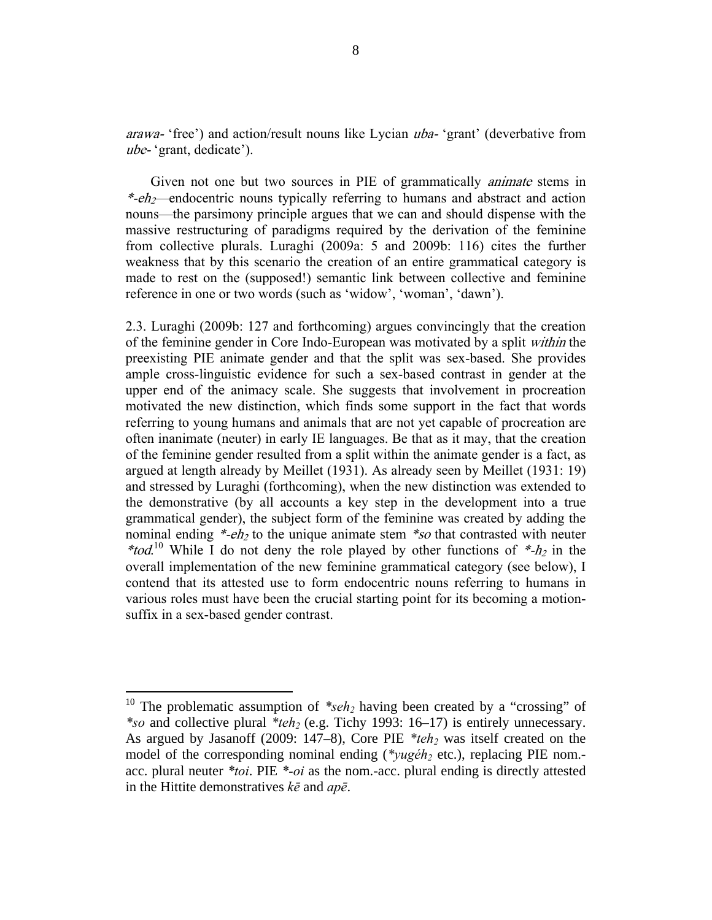*arawa-* 'free') and action/result nouns like Lycian *uba-* 'grant' (deverbative from *ube-* 'grant, dedicate').

Given not one but two sources in PIE of grammatically *animate* stems in *\*-eh$_2$*—endocentric nouns typically referring to humans and abstract and action nouns—the parsimony principle argues that we can and should dispense with the massive restructuring of paradigms required by the derivation of the feminine from collective plurals. Luraghi (2009a: 5 and 2009b: 116) cites the further weakness that by this scenario the creation of an entire grammatical category is made to rest on the (supposed!) semantic link between collective and feminine reference in one or two words (such as 'widow', 'woman', 'dawn').

2.3. Luraghi (2009b: 127 and forthcoming) argues convincingly that the creation of the feminine gender in Core Indo-European was motivated by a split *within* the preexisting PIE animate gender and that the split was sex-based. She provides ample cross-linguistic evidence for such a sex-based contrast in gender at the upper end of the animacy scale. She suggests that involvement in procreation motivated the new distinction, which finds some support in the fact that words referring to young humans and animals that are not yet capable of procreation are often inanimate (neuter) in early IE languages. Be that as it may, that the creation of the feminine gender resulted from a split within the animate gender is a fact, as argued at length already by Meillet (1931). As already seen by Meillet (1931: 19) and stressed by Luraghi (forthcoming), when the new distinction was extended to the demonstrative (by all accounts a key step in the development into a true grammatical gender), the subject form of the feminine was created by adding the nominal ending *\*-eh$_2$* to the unique animate stem *\*so* that contrasted with neuter *\*tod*.[10] While I do not deny the role played by other functions of *\*-h$_2$* in the overall implementation of the new feminine grammatical category (see below), I contend that its attested use to form endocentric nouns referring to humans in various roles must have been the crucial starting point for its becoming a motion-suffix in a sex-based gender contrast.

---

[10] The problematic assumption of *\*seh$_2$* having been created by a "crossing" of *\*so* and collective plural *\*teh$_2$* (e.g. Tichy 1993: 16–17) is entirely unnecessary. As argued by Jasanoff (2009: 147–8), Core PIE *\*teh$_2$* was itself created on the model of the corresponding nominal ending (*\*yugéh$_2$* etc.), replacing PIE nom.-acc. plural neuter *\*toi*. PIE *\*-oi* as the nom.-acc. plural ending is directly attested in the Hittite demonstratives *kē* and *apē*.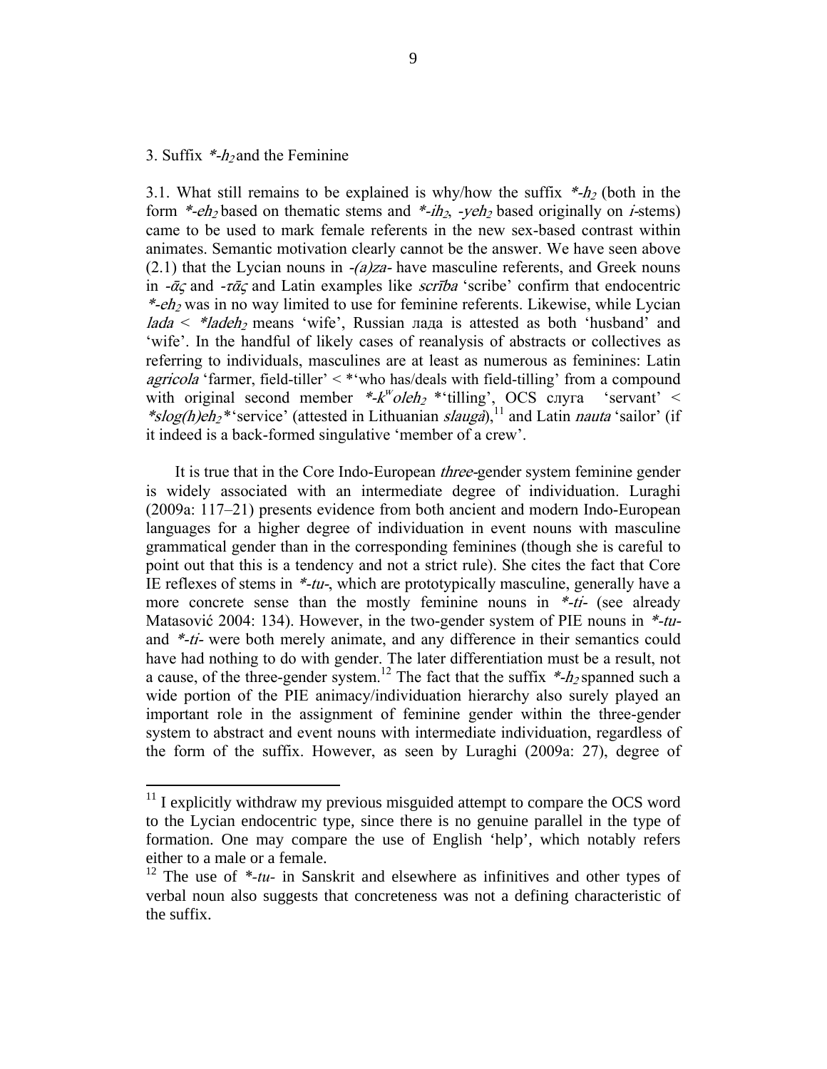3. Suffix *$*$-$h_2$* and the Feminine

3.1. What still remains to be explained is why/how the suffix *$*$-$h_2$* (both in the form *$*$-$eh_2$* based on thematic stems and *$*$-$ih_2$*, *-$yeh_2$* based originally on *i*-stems) came to be used to mark female referents in the new sex-based contrast within animates. Semantic motivation clearly cannot be the answer. We have seen above (2.1) that the Lycian nouns in *-(a)za-* have masculine referents, and Greek nouns in *-ᾱς* and *-τᾱς* and Latin examples like *scrība* 'scribe' confirm that endocentric *$*$-$eh_2$* was in no way limited to use for feminine referents. Likewise, while Lycian *lada* < *$*$lad$eh_2$* means 'wife', Russian лада is attested as both 'husband' and 'wife'. In the handful of likely cases of reanalysis of abstracts or collectives as referring to individuals, masculines are at least as numerous as feminines: Latin *agricola* 'farmer, field-tiller' < *'who has/deals with field-tilling' from a compound with original second member *$*$-$k^w$ol$eh_2$* *'tilling', OCS слуга 'servant' < *$*$slog(h)$eh_2$**'service' (attested in Lithuanian *slaugà*),[11] and Latin *nauta* 'sailor' (if it indeed is a back-formed singulative 'member of a crew'.

It is true that in the Core Indo-European *three*-gender system feminine gender is widely associated with an intermediate degree of individuation. Luraghi (2009a: 117–21) presents evidence from both ancient and modern Indo-European languages for a higher degree of individuation in event nouns with masculine grammatical gender than in the corresponding feminines (though she is careful to point out that this is a tendency and not a strict rule). She cites the fact that Core IE reflexes of stems in *\*-tu-*, which are prototypically masculine, generally have a more concrete sense than the mostly feminine nouns in *\*-ti-* (see already Matasović 2004: 134). However, in the two-gender system of PIE nouns in *\*-tu-* and *\*-ti-* were both merely animate, and any difference in their semantics could have had nothing to do with gender. The later differentiation must be a result, not a cause, of the three-gender system.[12] The fact that the suffix *$*$-$h_2$* spanned such a wide portion of the PIE animacy/individuation hierarchy also surely played an important role in the assignment of feminine gender within the three-gender system to abstract and event nouns with intermediate individuation, regardless of the form of the suffix. However, as seen by Luraghi (2009a: 27), degree of

---

[11] I explicitly withdraw my previous misguided attempt to compare the OCS word to the Lycian endocentric type, since there is no genuine parallel in the type of formation. One may compare the use of English 'help', which notably refers either to a male or a female.

[12] The use of *\*-tu-* in Sanskrit and elsewhere as infinitives and other types of verbal noun also suggests that concreteness was not a defining characteristic of the suffix.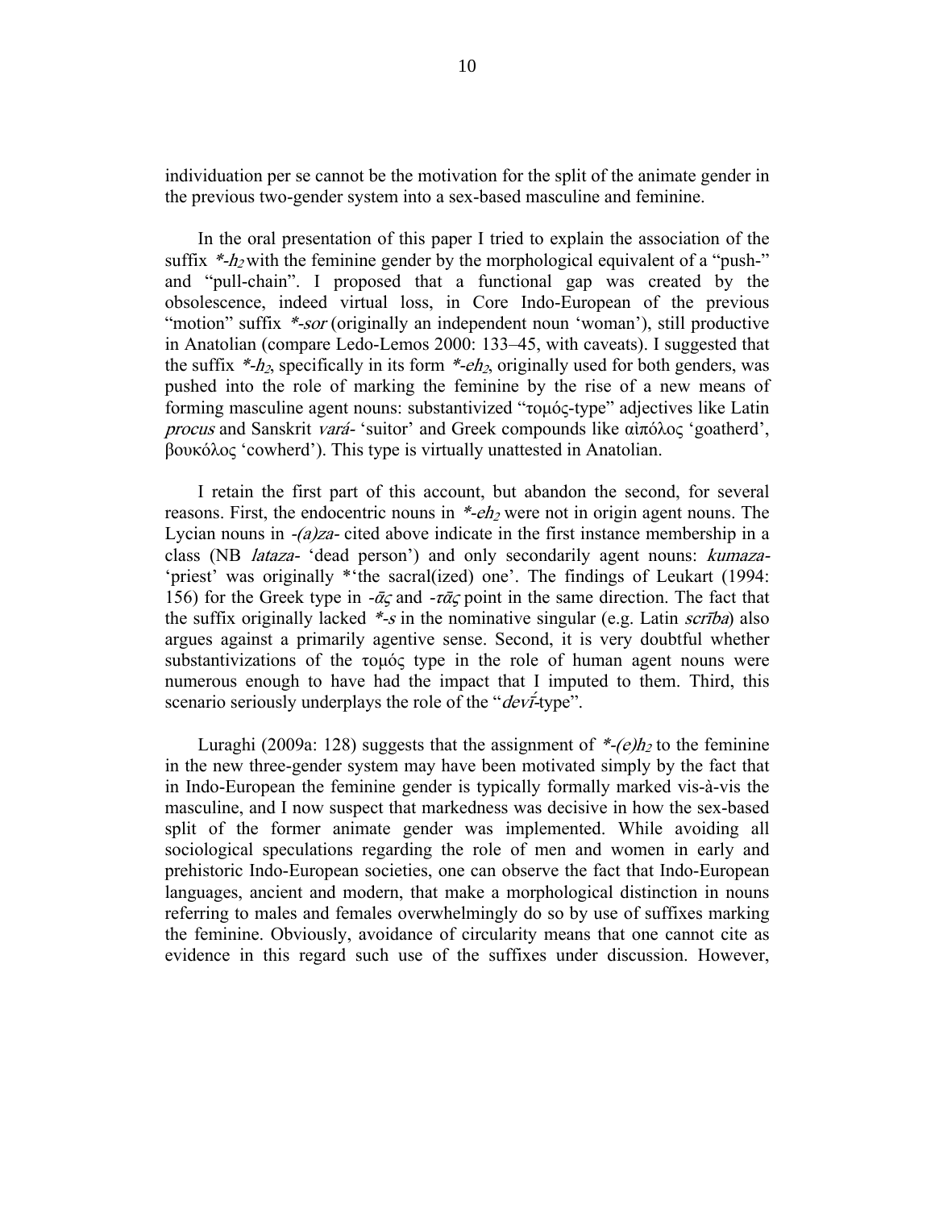individuation per se cannot be the motivation for the split of the animate gender in the previous two-gender system into a sex-based masculine and feminine.

In the oral presentation of this paper I tried to explain the association of the suffix *\*-h₂* with the feminine gender by the morphological equivalent of a "push-" and "pull-chain". I proposed that a functional gap was created by the obsolescence, indeed virtual loss, in Core Indo-European of the previous "motion" suffix *\*-sor* (originally an independent noun 'woman'), still productive in Anatolian (compare Ledo-Lemos 2000: 133–45, with caveats). I suggested that the suffix *\*-h₂*, specifically in its form *\*-eh₂*, originally used for both genders, was pushed into the role of marking the feminine by the rise of a new means of forming masculine agent nouns: substantivized "τομός-type" adjectives like Latin *procus* and Sanskrit *vará-* 'suitor' and Greek compounds like αἰπόλος 'goatherd', βουκόλος 'cowherd'). This type is virtually unattested in Anatolian.

I retain the first part of this account, but abandon the second, for several reasons. First, the endocentric nouns in *\*-eh₂* were not in origin agent nouns. The Lycian nouns in *-(a)za-* cited above indicate in the first instance membership in a class (NB *lataza-* 'dead person') and only secondarily agent nouns: *kumaza-* 'priest' was originally \*'the sacral(ized) one'. The findings of Leukart (1994: 156) for the Greek type in *-ᾱς* and *-τᾱς* point in the same direction. The fact that the suffix originally lacked *\*-s* in the nominative singular (e.g. Latin *scrība*) also argues against a primarily agentive sense. Second, it is very doubtful whether substantivizations of the τομός type in the role of human agent nouns were numerous enough to have had the impact that I imputed to them. Third, this scenario seriously underplays the role of the "*devī́*-type".

Luraghi (2009a: 128) suggests that the assignment of *\*-(e)h₂* to the feminine in the new three-gender system may have been motivated simply by the fact that in Indo-European the feminine gender is typically formally marked vis-à-vis the masculine, and I now suspect that markedness was decisive in how the sex-based split of the former animate gender was implemented. While avoiding all sociological speculations regarding the role of men and women in early and prehistoric Indo-European societies, one can observe the fact that Indo-European languages, ancient and modern, that make a morphological distinction in nouns referring to males and females overwhelmingly do so by use of suffixes marking the feminine. Obviously, avoidance of circularity means that one cannot cite as evidence in this regard such use of the suffixes under discussion. However,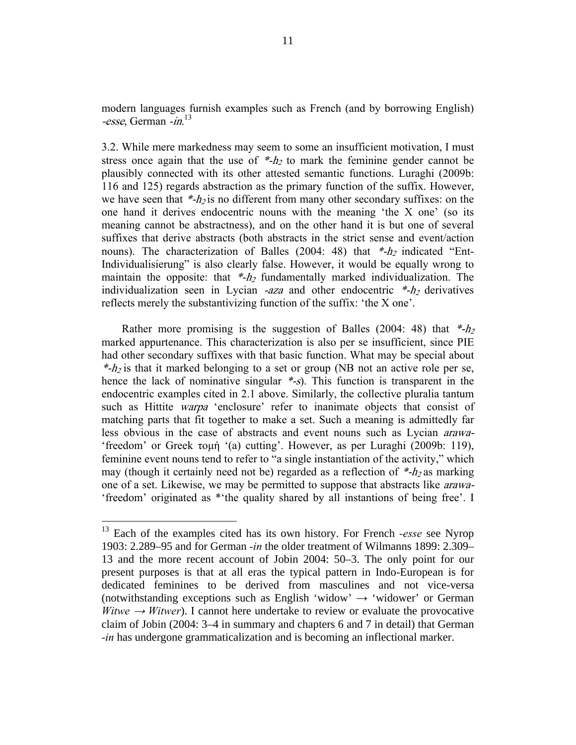modern languages furnish examples such as French (and by borrowing English) *-esse*, German *-in*.[13]

3.2. While mere markedness may seem to some an insufficient motivation, I must stress once again that the use of *\*-h₂* to mark the feminine gender cannot be plausibly connected with its other attested semantic functions. Luraghi (2009b: 116 and 125) regards abstraction as the primary function of the suffix. However, we have seen that *\*-h₂* is no different from many other secondary suffixes: on the one hand it derives endocentric nouns with the meaning 'the X one' (so its meaning cannot be abstractness), and on the other hand it is but one of several suffixes that derive abstracts (both abstracts in the strict sense and event/action nouns). The characterization of Balles (2004: 48) that *\*-h₂* indicated "Ent-Individualisierung" is also clearly false. However, it would be equally wrong to maintain the opposite: that *\*-h₂* fundamentally marked individualization. The individualization seen in Lycian *-aza* and other endocentric *\*-h₂* derivatives reflects merely the substantivizing function of the suffix: 'the X one'.

Rather more promising is the suggestion of Balles (2004: 48) that *\*-h₂* marked appurtenance. This characterization is also per se insufficient, since PIE had other secondary suffixes with that basic function. What may be special about *\*-h₂* is that it marked belonging to a set or group (NB not an active role per se, hence the lack of nominative singular *\*-s*). This function is transparent in the endocentric examples cited in 2.1 above. Similarly, the collective pluralia tantum such as Hittite *warpa* 'enclosure' refer to inanimate objects that consist of matching parts that fit together to make a set. Such a meaning is admittedly far less obvious in the case of abstracts and event nouns such as Lycian *arawa-* 'freedom' or Greek τομή '(a) cutting'. However, as per Luraghi (2009b: 119), feminine event nouns tend to refer to "a single instantiation of the activity," which may (though it certainly need not be) regarded as a reflection of *\*-h₂* as marking one of a set. Likewise, we may be permitted to suppose that abstracts like *arawa-* 'freedom' originated as \*'the quality shared by all instantions of being free'. I

---

[13] Each of the examples cited has its own history. For French *-esse* see Nyrop 1903: 2.289–95 and for German *-in* the older treatment of Wilmanns 1899: 2.309–13 and the more recent account of Jobin 2004: 50–3. The only point for our present purposes is that at all eras the typical pattern in Indo-European is for dedicated feminines to be derived from masculines and not vice-versa (notwithstanding exceptions such as English 'widow' → 'widower' or German *Witwe* → *Witwer*). I cannot here undertake to review or evaluate the provocative claim of Jobin (2004: 3–4 in summary and chapters 6 and 7 in detail) that German *-in* has undergone grammaticalization and is becoming an inflectional marker.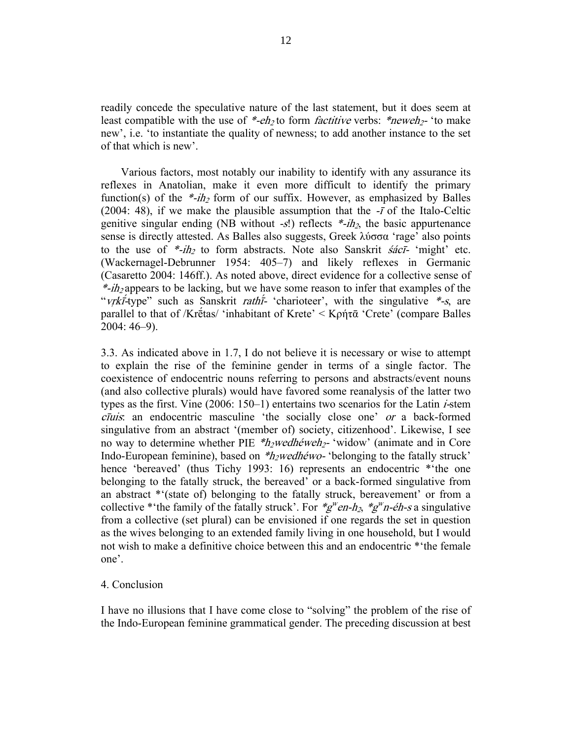readily concede the speculative nature of the last statement, but it does seem at least compatible with the use of *\*-eh₂* to form *factitive* verbs: *\*neweh₂-* 'to make new', i.e. 'to instantiate the quality of newness; to add another instance to the set of that which is new'.

Various factors, most notably our inability to identify with any assurance its reflexes in Anatolian, make it even more difficult to identify the primary function(s) of the *\*-ih₂* form of our suffix. However, as emphasized by Balles (2004: 48), if we make the plausible assumption that the *-ī* of the Italo-Celtic genitive singular ending (NB without *-s*!) reflects *\*-ih₂*, the basic appurtenance sense is directly attested. As Balles also suggests, Greek λύσσα 'rage' also points to the use of *\*-ih₂* to form abstracts. Note also Sanskrit *śácī-* 'might' etc. (Wackernagel-Debrunner 1954: 405–7) and likely reflexes in Germanic (Casaretto 2004: 146ff.). As noted above, direct evidence for a collective sense of *\*-ih₂* appears to be lacking, but we have some reason to infer that examples of the "*vṛkī́*-type" such as Sanskrit *rathī́-* 'charioteer', with the singulative *\*-s*, are parallel to that of /Krḗtas/ 'inhabitant of Krete' < Κρήτᾱ 'Crete' (compare Balles 2004: 46–9).

3.3. As indicated above in 1.7, I do not believe it is necessary or wise to attempt to explain the rise of the feminine gender in terms of a single factor. The coexistence of endocentric nouns referring to persons and abstracts/event nouns (and also collective plurals) would have favored some reanalysis of the latter two types as the first. Vine (2006: 150–1) entertains two scenarios for the Latin *i*-stem *cīuis*: an endocentric masculine 'the socially close one' *or* a back-formed singulative from an abstract '(member of) society, citizenhood'. Likewise, I see no way to determine whether PIE *\*h₂wedhéweh₂-* 'widow' (animate and in Core Indo-European feminine), based on *\*h₂wedhéwo-* 'belonging to the fatally struck' hence 'bereaved' (thus Tichy 1993: 16) represents an endocentric \*'the one belonging to the fatally struck, the bereaved' or a back-formed singulative from an abstract \*'(state of) belonging to the fatally struck, bereavement' or from a collective \*'the family of the fatally struck'. For *\*g$^w$en-h₂*, *\*g$^w$n-éh-s* a singulative from a collective (set plural) can be envisioned if one regards the set in question as the wives belonging to an extended family living in one household, but I would not wish to make a definitive choice between this and an endocentric \*'the female one'.

4. Conclusion

I have no illusions that I have come close to "solving" the problem of the rise of the Indo-European feminine grammatical gender. The preceding discussion at best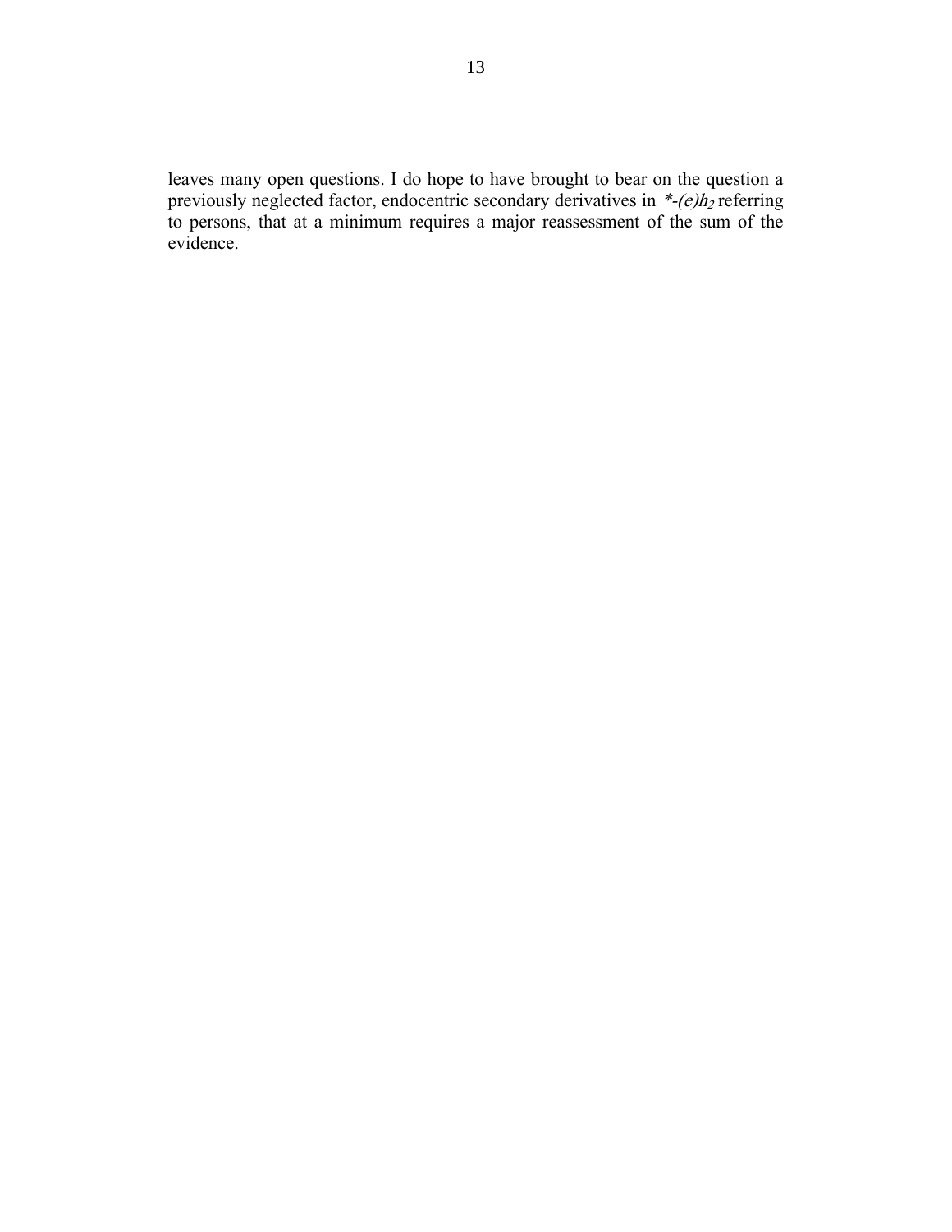leaves many open questions. I do hope to have brought to bear on the question a previously neglected factor, endocentric secondary derivatives in *$*$-(e)$h_2$* referring to persons, that at a minimum requires a major reassessment of the sum of the evidence.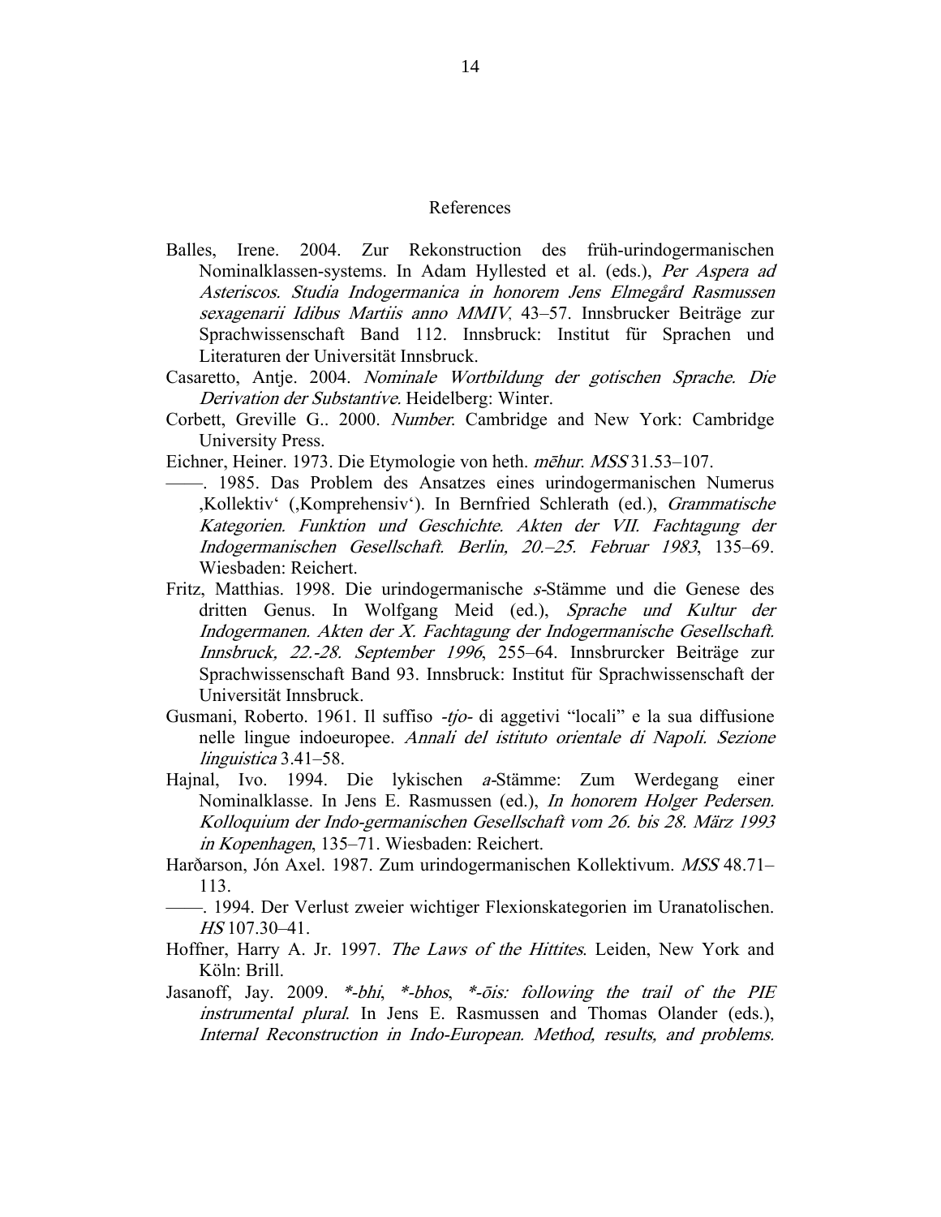# References

Balles, Irene. 2004. Zur Rekonstruction des früh-urindogermanischen Nominalklassen-systems. In Adam Hyllested et al. (eds.), *Per Aspera ad Asteriscos. Studia Indogermanica in honorem Jens Elmegård Rasmussen sexagenarii Idibus Martiis anno MMIV*, 43–57. Innsbrucker Beiträge zur Sprachwissenschaft Band 112. Innsbruck: Institut für Sprachen und Literaturen der Universität Innsbruck.

Casaretto, Antje. 2004. *Nominale Wortbildung der gotischen Sprache. Die Derivation der Substantive*. Heidelberg: Winter.

Corbett, Greville G.. 2000. *Number*. Cambridge and New York: Cambridge University Press.

Eichner, Heiner. 1973. Die Etymologie von heth. *mēhur*. *MSS* 31.53–107.

——. 1985. Das Problem des Ansatzes eines urindogermanischen Numerus ‚Kollektiv' (‚Komprehensiv'). In Bernfried Schlerath (ed.), *Grammatische Kategorien. Funktion und Geschichte. Akten der VII. Fachtagung der Indogermanischen Gesellschaft. Berlin, 20.–25. Februar 1983*, 135–69. Wiesbaden: Reichert.

Fritz, Matthias. 1998. Die urindogermanische *s*-Stämme und die Genese des dritten Genus. In Wolfgang Meid (ed.), *Sprache und Kultur der Indogermanen. Akten der X. Fachtagung der Indogermanische Gesellschaft. Innsbruck, 22.-28. September 1996*, 255–64. Innsbrurcker Beiträge zur Sprachwissenschaft Band 93. Innsbruck: Institut für Sprachwissenschaft der Universität Innsbruck.

Gusmani, Roberto. 1961. Il suffiso *-tjo-* di aggetivi "locali" e la sua diffusione nelle lingue indoeuropee. *Annali del istituto orientale di Napoli. Sezione linguistica* 3.41–58.

Hajnal, Ivo. 1994. Die lykischen *a*-Stämme: Zum Werdegang einer Nominalklasse. In Jens E. Rasmussen (ed.), *In honorem Holger Pedersen. Kolloquium der Indo-germanischen Gesellschaft vom 26. bis 28. März 1993 in Kopenhagen*, 135–71. Wiesbaden: Reichert.

Harðarson, Jón Axel. 1987. Zum urindogermanischen Kollektivum. *MSS* 48.71–113.

——. 1994. Der Verlust zweier wichtiger Flexionskategorien im Uranatolischen. *HS* 107.30–41.

Hoffner, Harry A. Jr. 1997. *The Laws of the Hittites*. Leiden, New York and Köln: Brill.

Jasanoff, Jay. 2009. *\*-bhi*, *\*-bhos*, *\*-ōis: following the trail of the PIE instrumental plural*. In Jens E. Rasmussen and Thomas Olander (eds.), *Internal Reconstruction in Indo-European. Method, results, and problems.*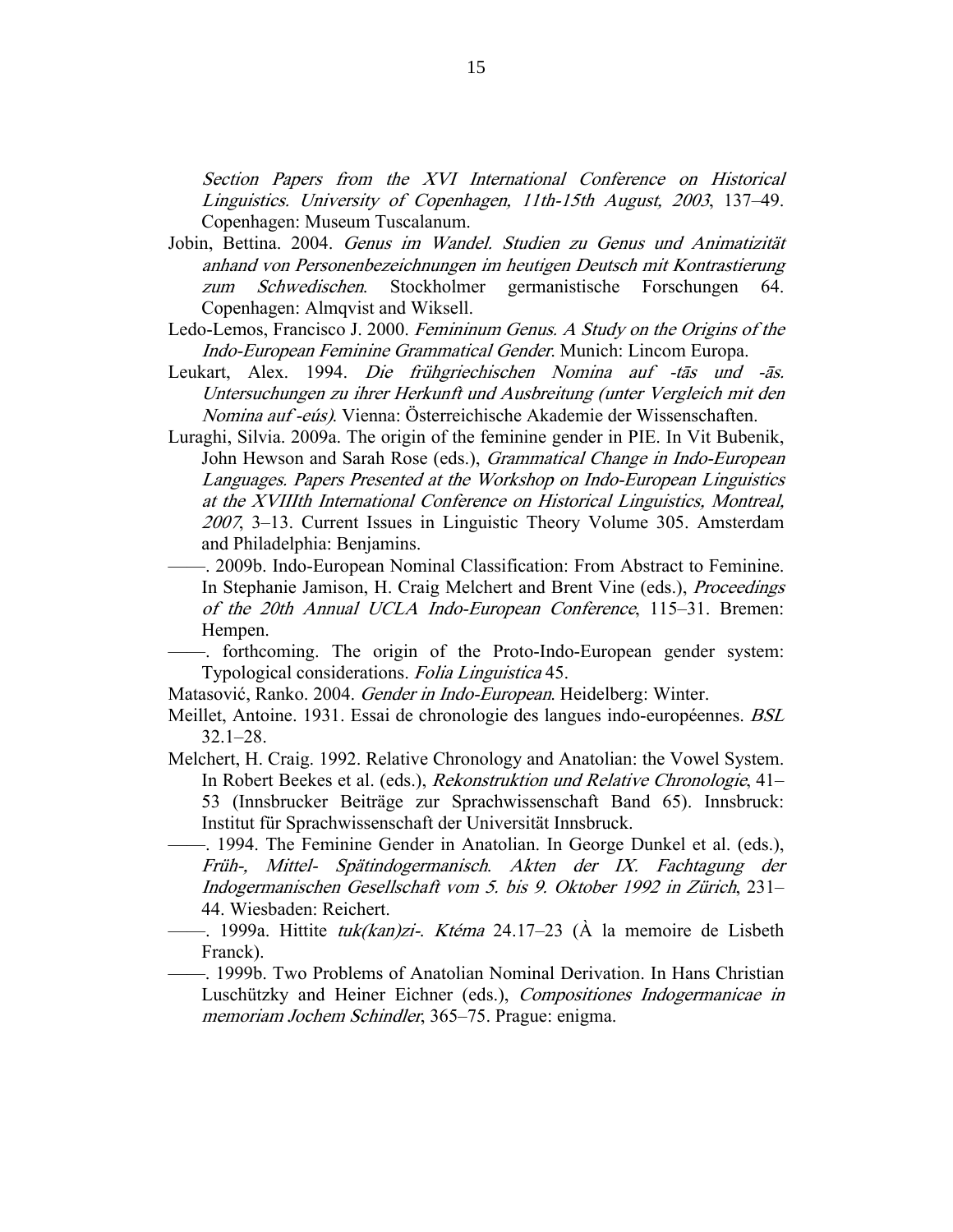*Section Papers from the XVI International Conference on Historical Linguistics. University of Copenhagen, 11th-15th August, 2003*, 137–49. Copenhagen: Museum Tuscalanum.

Jobin, Bettina. 2004. *Genus im Wandel. Studien zu Genus und Animatizität anhand von Personenbezeichnungen im heutigen Deutsch mit Kontrastierung zum Schwedischen*. Stockholmer germanistische Forschungen 64. Copenhagen: Almqvist and Wiksell.

Ledo-Lemos, Francisco J. 2000. *Femininum Genus. A Study on the Origins of the Indo-European Feminine Grammatical Gender*. Munich: Lincom Europa.

Leukart, Alex. 1994. *Die frühgriechischen Nomina auf -tās und -ās. Untersuchungen zu ihrer Herkunft und Ausbreitung (unter Vergleich mit den Nomina auf -eús)*. Vienna: Österreichische Akademie der Wissenschaften.

Luraghi, Silvia. 2009a. The origin of the feminine gender in PIE. In Vit Bubenik, John Hewson and Sarah Rose (eds.), *Grammatical Change in Indo-European Languages. Papers Presented at the Workshop on Indo-European Linguistics at the XVIIIth International Conference on Historical Linguistics, Montreal, 2007*, 3–13. Current Issues in Linguistic Theory Volume 305. Amsterdam and Philadelphia: Benjamins.

——. 2009b. Indo-European Nominal Classification: From Abstract to Feminine. In Stephanie Jamison, H. Craig Melchert and Brent Vine (eds.), *Proceedings of the 20th Annual UCLA Indo-European Conference*, 115–31. Bremen: Hempen.

——. forthcoming. The origin of the Proto-Indo-European gender system: Typological considerations. *Folia Linguistica* 45.

Matasović, Ranko. 2004. *Gender in Indo-European*. Heidelberg: Winter.

Meillet, Antoine. 1931. Essai de chronologie des langues indo-européennes. *BSL* 32.1–28.

Melchert, H. Craig. 1992. Relative Chronology and Anatolian: the Vowel System. In Robert Beekes et al. (eds.), *Rekonstruktion und Relative Chronologie*, 41–53 (Innsbrucker Beiträge zur Sprachwissenschaft Band 65). Innsbruck: Institut für Sprachwissenschaft der Universität Innsbruck.

——. 1994. The Feminine Gender in Anatolian. In George Dunkel et al. (eds.), *Früh-, Mittel- Spätindogermanisch. Akten der IX. Fachtagung der Indogermanischen Gesellschaft vom 5. bis 9. Oktober 1992 in Zürich*, 231–44. Wiesbaden: Reichert.

——. 1999a. Hittite *tuk(kan)zi-*. *Ktéma* 24.17–23 (À la memoire de Lisbeth Franck).

——. 1999b. Two Problems of Anatolian Nominal Derivation. In Hans Christian Luschützky and Heiner Eichner (eds.), *Compositiones Indogermanicae in memoriam Jochem Schindler*, 365–75. Prague: enigma.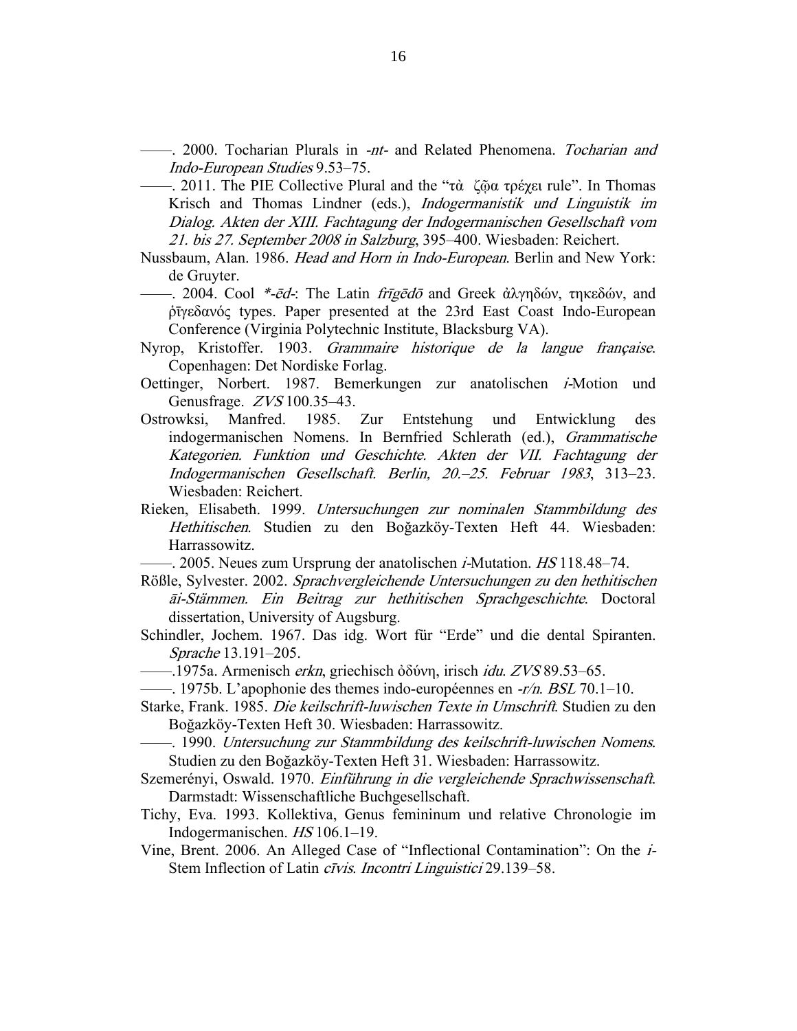——. 2000. Tocharian Plurals in *-nt-* and Related Phenomena. *Tocharian and Indo-European Studies* 9.53–75.

——. 2011. The PIE Collective Plural and the "τὰ ζῷα τρέχει rule". In Thomas Krisch and Thomas Lindner (eds.), *Indogermanistik und Linguistik im Dialog. Akten der XIII. Fachtagung der Indogermanischen Gesellschaft vom 21. bis 27. September 2008 in Salzburg*, 395–400. Wiesbaden: Reichert.

Nussbaum, Alan. 1986. *Head and Horn in Indo-European*. Berlin and New York: de Gruyter.

——. 2004. Cool *\*-ēd-*: The Latin *frīgēdō* and Greek ἀλγηδών, τηκεδών, and ῥῑγεδανός types. Paper presented at the 23rd East Coast Indo-European Conference (Virginia Polytechnic Institute, Blacksburg VA).

Nyrop, Kristoffer. 1903. *Grammaire historique de la langue française*. Copenhagen: Det Nordiske Forlag.

Oettinger, Norbert. 1987. Bemerkungen zur anatolischen *i*-Motion und Genusfrage. *ZVS* 100.35–43.

Ostrowksi, Manfred. 1985. Zur Entstehung und Entwicklung des indogermanischen Nomens. In Bernfried Schlerath (ed.), *Grammatische Kategorien. Funktion und Geschichte. Akten der VII. Fachtagung der Indogermanischen Gesellschaft. Berlin, 20.–25. Februar 1983*, 313–23. Wiesbaden: Reichert.

Rieken, Elisabeth. 1999. *Untersuchungen zur nominalen Stammbildung des Hethitischen*. Studien zu den Boğazköy-Texten Heft 44. Wiesbaden: Harrassowitz.

——. 2005. Neues zum Ursprung der anatolischen *i*-Mutation. *HS* 118.48–74.

Rößle, Sylvester. 2002. *Sprachvergleichende Untersuchungen zu den hethitischen āi-Stämmen. Ein Beitrag zur hethitischen Sprachgeschichte*. Doctoral dissertation, University of Augsburg.

Schindler, Jochem. 1967. Das idg. Wort für "Erde" und die dental Spiranten. *Sprache* 13.191–205.

——.1975a. Armenisch *erkn*, griechisch ὀδύνη, irisch *idu*. *ZVS* 89.53–65.

——. 1975b. L'apophonie des themes indo-européennes en *-r/n*. *BSL* 70.1–10.

Starke, Frank. 1985. *Die keilschrift-luwischen Texte in Umschrift*. Studien zu den Boğazköy-Texten Heft 30. Wiesbaden: Harrassowitz.

——. 1990. *Untersuchung zur Stammbildung des keilschrift-luwischen Nomens*. Studien zu den Boğazköy-Texten Heft 31. Wiesbaden: Harrassowitz.

Szemerényi, Oswald. 1970. *Einführung in die vergleichende Sprachwissenschaft*. Darmstadt: Wissenschaftliche Buchgesellschaft.

Tichy, Eva. 1993. Kollektiva, Genus femininum und relative Chronologie im Indogermanischen. *HS* 106.1–19.

Vine, Brent. 2006. An Alleged Case of "Inflectional Contamination": On the *i*-Stem Inflection of Latin *cīvis*. *Incontri Linguistici* 29.139–58.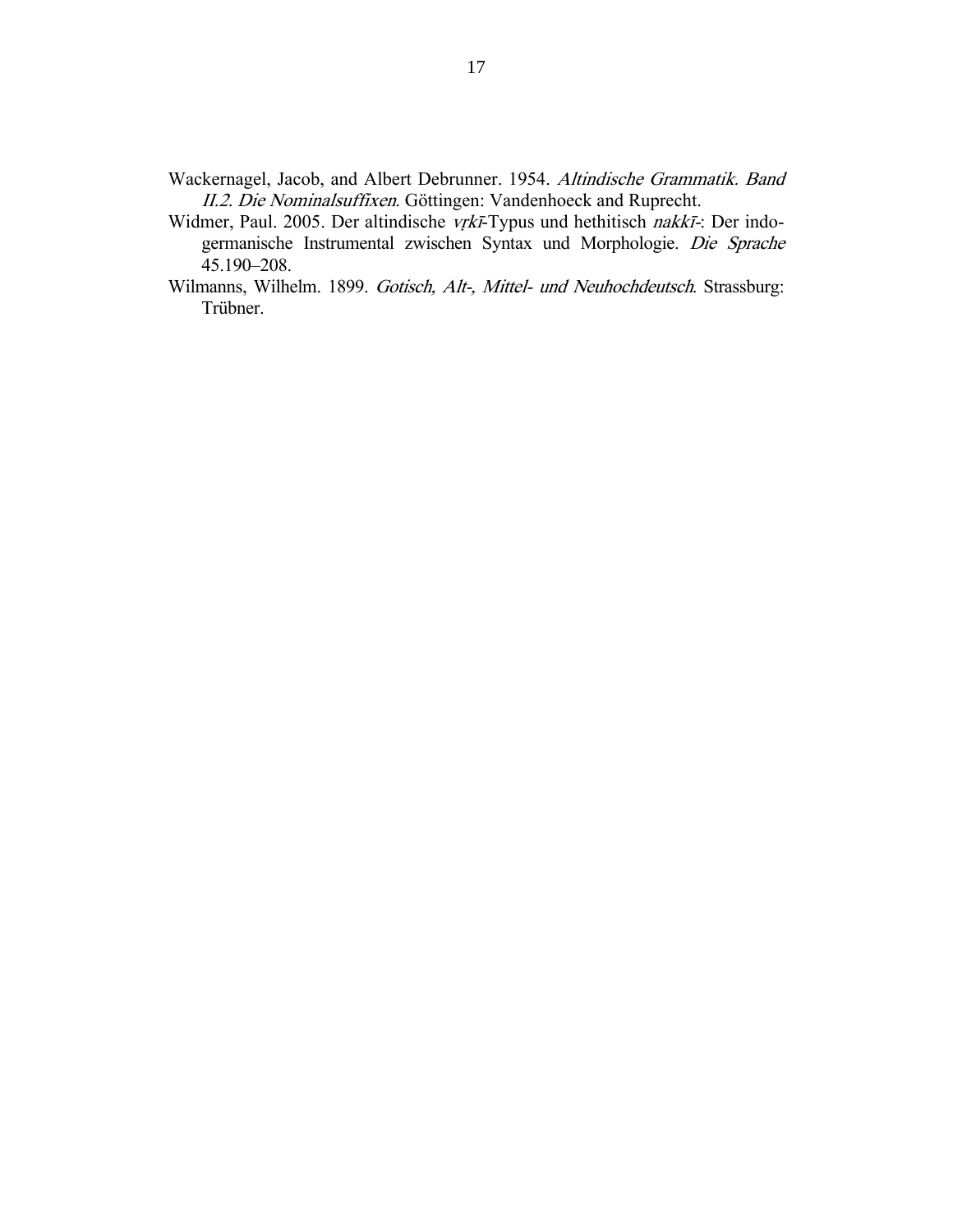Wackernagel, Jacob, and Albert Debrunner. 1954. *Altindische Grammatik. Band II.2. Die Nominalsuffixen*. Göttingen: Vandenhoeck and Ruprecht.

Widmer, Paul. 2005. Der altindische *vṛkī*-Typus und hethitisch *nakkī*-: Der indogermanische Instrumental zwischen Syntax und Morphologie. *Die Sprache* 45.190–208.

Wilmanns, Wilhelm. 1899. *Gotisch, Alt-, Mittel- und Neuhochdeutsch*. Strassburg: Trübner.